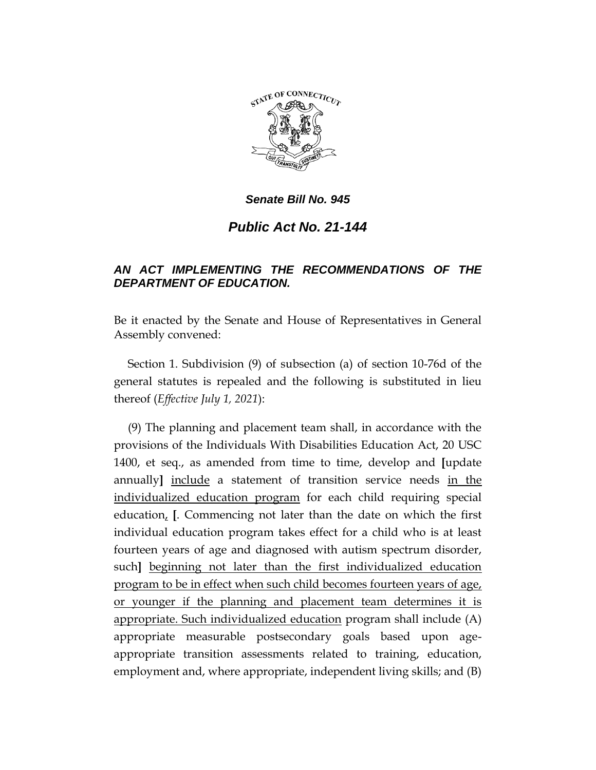***Senate Bill No. 945***

# ***Public Act No. 21-144***

## ***AN ACT IMPLEMENTING THE RECOMMENDATIONS OF THE DEPARTMENT OF EDUCATION.***

Be it enacted by the Senate and House of Representatives in General Assembly convened:

Section 1. Subdivision (9) of subsection (a) of section 10-76d of the general statutes is repealed and the following is substituted in lieu thereof (*Effective July 1, 2021*):

(9) The planning and placement team shall, in accordance with the provisions of the Individuals With Disabilities Education Act, 20 USC 1400, et seq., as amended from time to time, develop and **[**update annually**]** <u>include</u> a statement of transition service needs <u>in the individualized education program</u> for each child requiring special education<u>,</u> **[**. Commencing not later than the date on which the first individual education program takes effect for a child who is at least fourteen years of age and diagnosed with autism spectrum disorder, such**]** <u>beginning not later than the first individualized education program to be in effect when such child becomes fourteen years of age, or younger if the planning and placement team determines it is appropriate. Such individualized education</u> program shall include (A) appropriate measurable postsecondary goals based upon age-appropriate transition assessments related to training, education, employment and, where appropriate, independent living skills; and (B)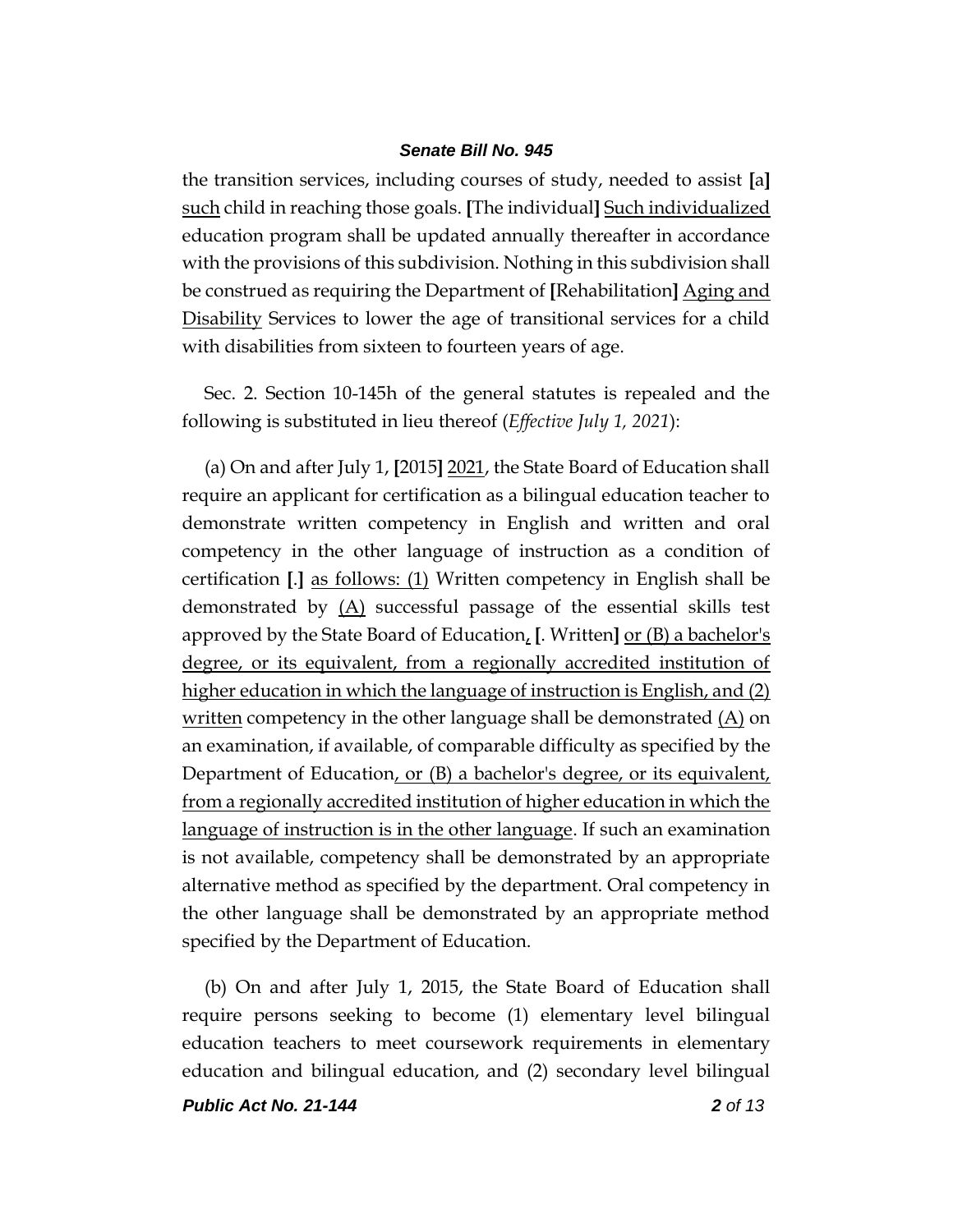the transition services, including courses of study, needed to assist [a] <u>such</u> child in reaching those goals. [The individual] <u>Such individualized</u> education program shall be updated annually thereafter in accordance with the provisions of this subdivision. Nothing in this subdivision shall be construed as requiring the Department of [Rehabilitation] <u>Aging and Disability</u> Services to lower the age of transitional services for a child with disabilities from sixteen to fourteen years of age.

Sec. 2. Section 10-145h of the general statutes is repealed and the following is substituted in lieu thereof (*Effective July 1, 2021*):

(a) On and after July 1, [2015] <u>2021</u>, the State Board of Education shall require an applicant for certification as a bilingual education teacher to demonstrate written competency in English and written and oral competency in the other language of instruction as a condition of certification [.] <u>as follows: (1)</u> Written competency in English shall be demonstrated by <u>(A)</u> successful passage of the essential skills test approved by the State Board of Education<u>,</u> [. Written] <u>or (B) a bachelor's degree, or its equivalent, from a regionally accredited institution of higher education in which the language of instruction is English, and (2) written</u> competency in the other language shall be demonstrated <u>(A)</u> on an examination, if available, of comparable difficulty as specified by the Department of Education<u>, or (B) a bachelor's degree, or its equivalent, from a regionally accredited institution of higher education in which the language of instruction is in the other language</u>. If such an examination is not available, competency shall be demonstrated by an appropriate alternative method as specified by the department. Oral competency in the other language shall be demonstrated by an appropriate method specified by the Department of Education.

(b) On and after July 1, 2015, the State Board of Education shall require persons seeking to become (1) elementary level bilingual education teachers to meet coursework requirements in elementary education and bilingual education, and (2) secondary level bilingual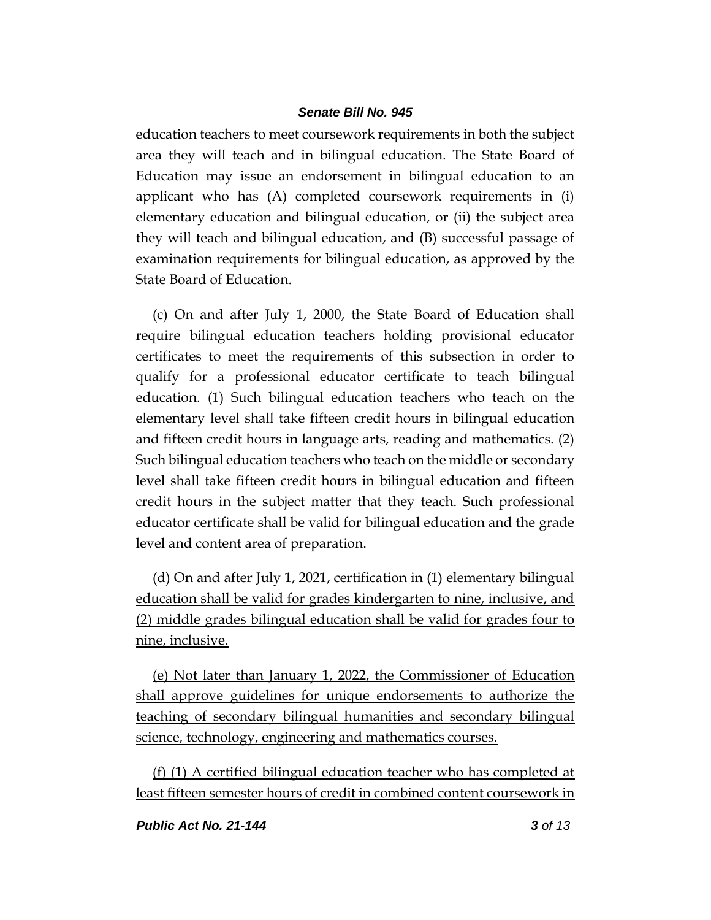education teachers to meet coursework requirements in both the subject area they will teach and in bilingual education. The State Board of Education may issue an endorsement in bilingual education to an applicant who has (A) completed coursework requirements in (i) elementary education and bilingual education, or (ii) the subject area they will teach and bilingual education, and (B) successful passage of examination requirements for bilingual education, as approved by the State Board of Education.

(c) On and after July 1, 2000, the State Board of Education shall require bilingual education teachers holding provisional educator certificates to meet the requirements of this subsection in order to qualify for a professional educator certificate to teach bilingual education. (1) Such bilingual education teachers who teach on the elementary level shall take fifteen credit hours in bilingual education and fifteen credit hours in language arts, reading and mathematics. (2) Such bilingual education teachers who teach on the middle or secondary level shall take fifteen credit hours in bilingual education and fifteen credit hours in the subject matter that they teach. Such professional educator certificate shall be valid for bilingual education and the grade level and content area of preparation.

<u>(d) On and after July 1, 2021, certification in (1) elementary bilingual education shall be valid for grades kindergarten to nine, inclusive, and (2) middle grades bilingual education shall be valid for grades four to nine, inclusive.</u>

<u>(e) Not later than January 1, 2022, the Commissioner of Education shall approve guidelines for unique endorsements to authorize the teaching of secondary bilingual humanities and secondary bilingual science, technology, engineering and mathematics courses.</u>

<u>(f) (1) A certified bilingual education teacher who has completed at least fifteen semester hours of credit in combined content coursework in</u>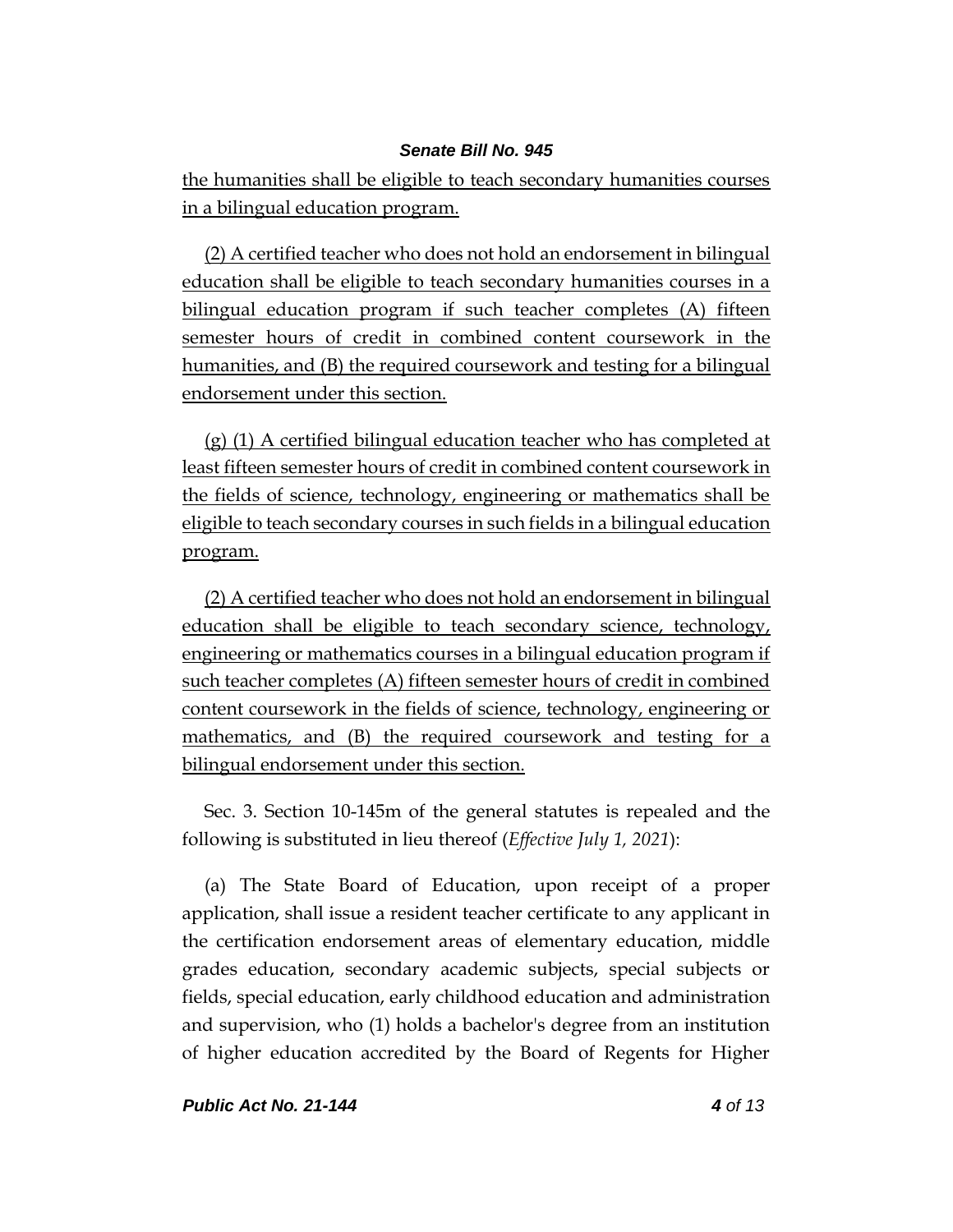the humanities shall be eligible to teach secondary humanities courses in a bilingual education program.

(2) A certified teacher who does not hold an endorsement in bilingual education shall be eligible to teach secondary humanities courses in a bilingual education program if such teacher completes (A) fifteen semester hours of credit in combined content coursework in the humanities, and (B) the required coursework and testing for a bilingual endorsement under this section.

(g) (1) A certified bilingual education teacher who has completed at least fifteen semester hours of credit in combined content coursework in the fields of science, technology, engineering or mathematics shall be eligible to teach secondary courses in such fields in a bilingual education program.

(2) A certified teacher who does not hold an endorsement in bilingual education shall be eligible to teach secondary science, technology, engineering or mathematics courses in a bilingual education program if such teacher completes (A) fifteen semester hours of credit in combined content coursework in the fields of science, technology, engineering or mathematics, and (B) the required coursework and testing for a bilingual endorsement under this section.

Sec. 3. Section 10-145m of the general statutes is repealed and the following is substituted in lieu thereof (*Effective July 1, 2021*):

(a) The State Board of Education, upon receipt of a proper application, shall issue a resident teacher certificate to any applicant in the certification endorsement areas of elementary education, middle grades education, secondary academic subjects, special subjects or fields, special education, early childhood education and administration and supervision, who (1) holds a bachelor's degree from an institution of higher education accredited by the Board of Regents for Higher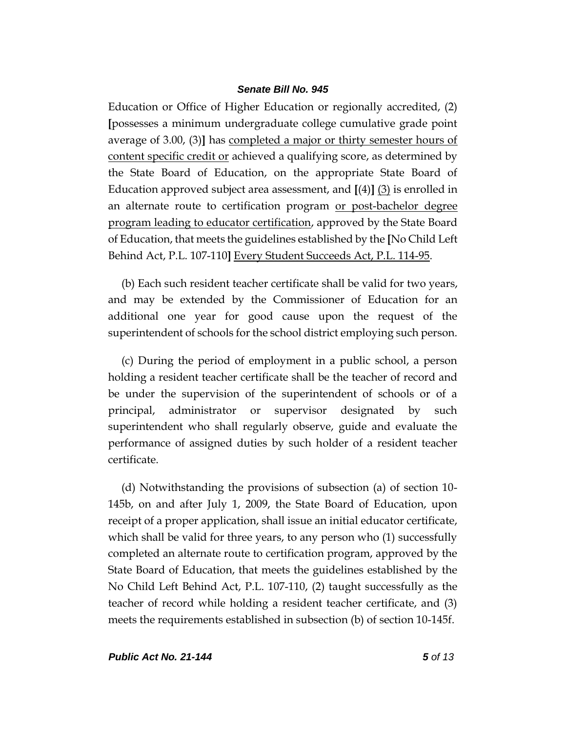Education or Office of Higher Education or regionally accredited, (2) [possesses a minimum undergraduate college cumulative grade point average of 3.00, (3)] has <u>completed a major or thirty semester hours of content specific credit or</u> achieved a qualifying score, as determined by the State Board of Education, on the appropriate State Board of Education approved subject area assessment, and [(4)] <u>(3)</u> is enrolled in an alternate route to certification program <u>or post-bachelor degree program leading to educator certification</u>, approved by the State Board of Education, that meets the guidelines established by the [No Child Left Behind Act, P.L. 107-110] <u>Every Student Succeeds Act, P.L. 114-95</u>.

(b) Each such resident teacher certificate shall be valid for two years, and may be extended by the Commissioner of Education for an additional one year for good cause upon the request of the superintendent of schools for the school district employing such person.

(c) During the period of employment in a public school, a person holding a resident teacher certificate shall be the teacher of record and be under the supervision of the superintendent of schools or of a principal, administrator or supervisor designated by such superintendent who shall regularly observe, guide and evaluate the performance of assigned duties by such holder of a resident teacher certificate.

(d) Notwithstanding the provisions of subsection (a) of section 10-145b, on and after July 1, 2009, the State Board of Education, upon receipt of a proper application, shall issue an initial educator certificate, which shall be valid for three years, to any person who (1) successfully completed an alternate route to certification program, approved by the State Board of Education, that meets the guidelines established by the No Child Left Behind Act, P.L. 107-110, (2) taught successfully as the teacher of record while holding a resident teacher certificate, and (3) meets the requirements established in subsection (b) of section 10-145f.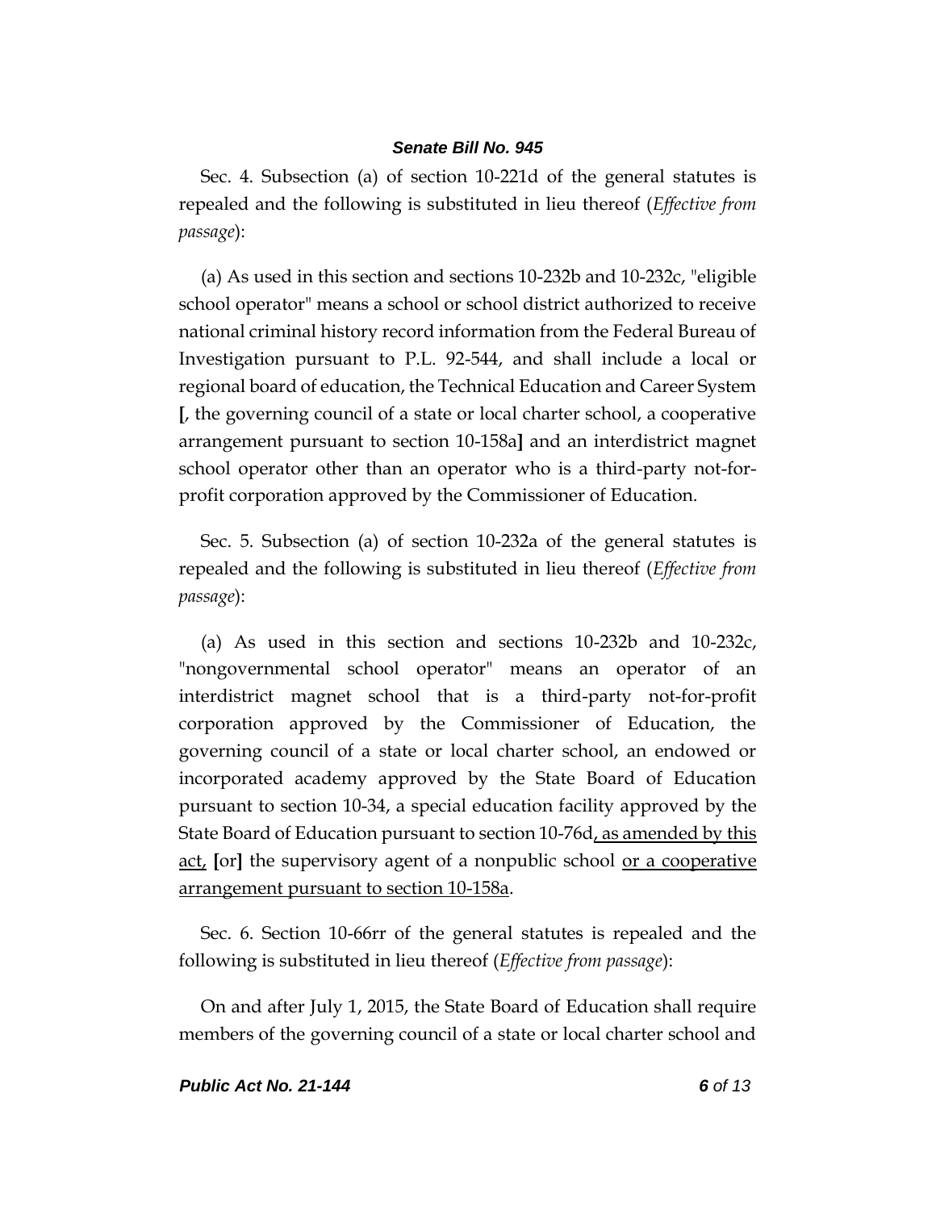Sec. 4. Subsection (a) of section 10-221d of the general statutes is repealed and the following is substituted in lieu thereof (*Effective from passage*):

(a) As used in this section and sections 10-232b and 10-232c, "eligible school operator" means a school or school district authorized to receive national criminal history record information from the Federal Bureau of Investigation pursuant to P.L. 92-544, and shall include a local or regional board of education, the Technical Education and Career System [, the governing council of a state or local charter school, a cooperative arrangement pursuant to section 10-158a] and an interdistrict magnet school operator other than an operator who is a third-party not-for-profit corporation approved by the Commissioner of Education.

Sec. 5. Subsection (a) of section 10-232a of the general statutes is repealed and the following is substituted in lieu thereof (*Effective from passage*):

(a) As used in this section and sections 10-232b and 10-232c, "nongovernmental school operator" means an operator of an interdistrict magnet school that is a third-party not-for-profit corporation approved by the Commissioner of Education, the governing council of a state or local charter school, an endowed or incorporated academy approved by the State Board of Education pursuant to section 10-34, a special education facility approved by the State Board of Education pursuant to section 10-76d<u>, as amended by this act,</u> [or] the supervisory agent of a nonpublic school <u>or a cooperative arrangement pursuant to section 10-158a</u>.

Sec. 6. Section 10-66rr of the general statutes is repealed and the following is substituted in lieu thereof (*Effective from passage*):

On and after July 1, 2015, the State Board of Education shall require members of the governing council of a state or local charter school and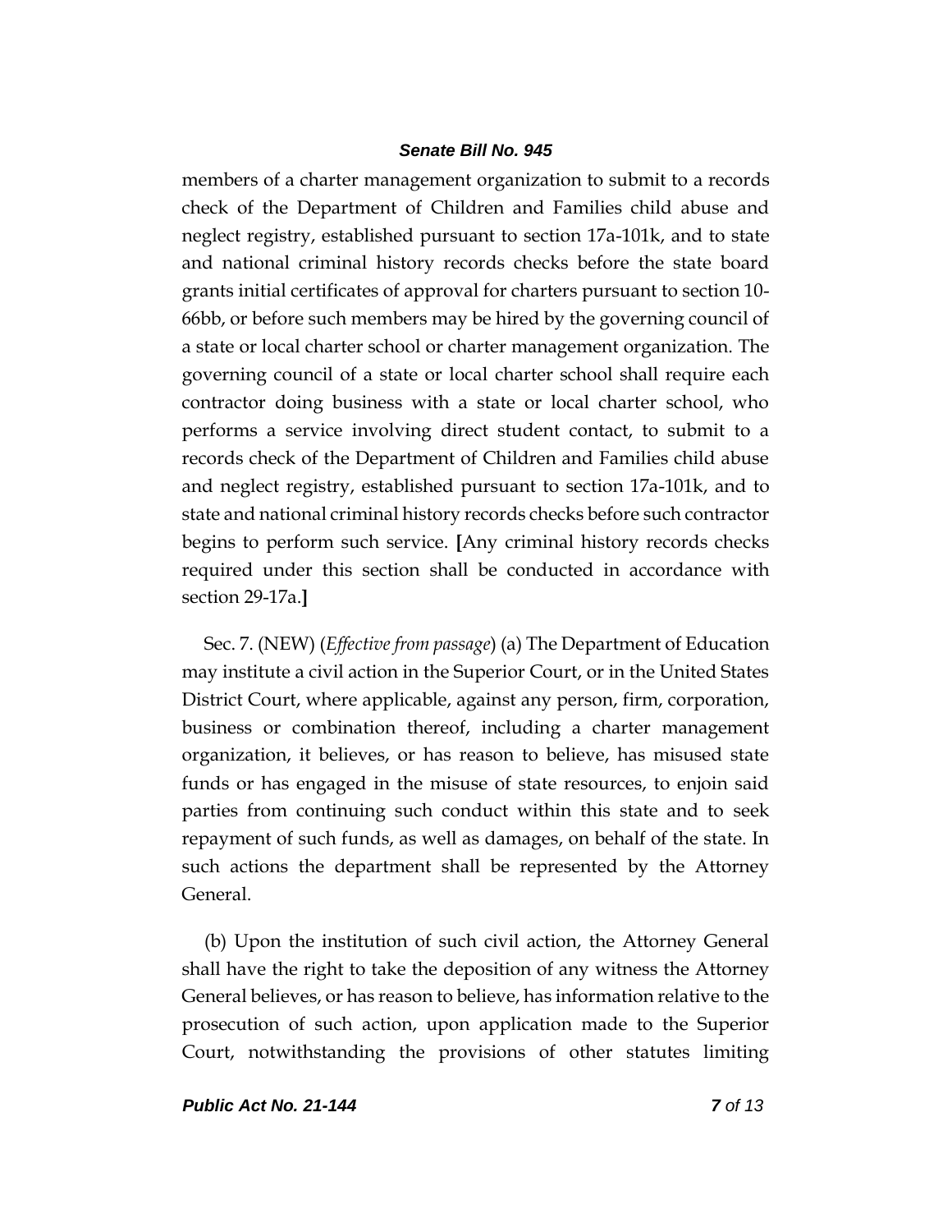members of a charter management organization to submit to a records check of the Department of Children and Families child abuse and neglect registry, established pursuant to section 17a-101k, and to state and national criminal history records checks before the state board grants initial certificates of approval for charters pursuant to section 10-66bb, or before such members may be hired by the governing council of a state or local charter school or charter management organization. The governing council of a state or local charter school shall require each contractor doing business with a state or local charter school, who performs a service involving direct student contact, to submit to a records check of the Department of Children and Families child abuse and neglect registry, established pursuant to section 17a-101k, and to state and national criminal history records checks before such contractor begins to perform such service. **[**Any criminal history records checks required under this section shall be conducted in accordance with section 29-17a.**]**

Sec. 7. (NEW) (*Effective from passage*) (a) The Department of Education may institute a civil action in the Superior Court, or in the United States District Court, where applicable, against any person, firm, corporation, business or combination thereof, including a charter management organization, it believes, or has reason to believe, has misused state funds or has engaged in the misuse of state resources, to enjoin said parties from continuing such conduct within this state and to seek repayment of such funds, as well as damages, on behalf of the state. In such actions the department shall be represented by the Attorney General.

(b) Upon the institution of such civil action, the Attorney General shall have the right to take the deposition of any witness the Attorney General believes, or has reason to believe, has information relative to the prosecution of such action, upon application made to the Superior Court, notwithstanding the provisions of other statutes limiting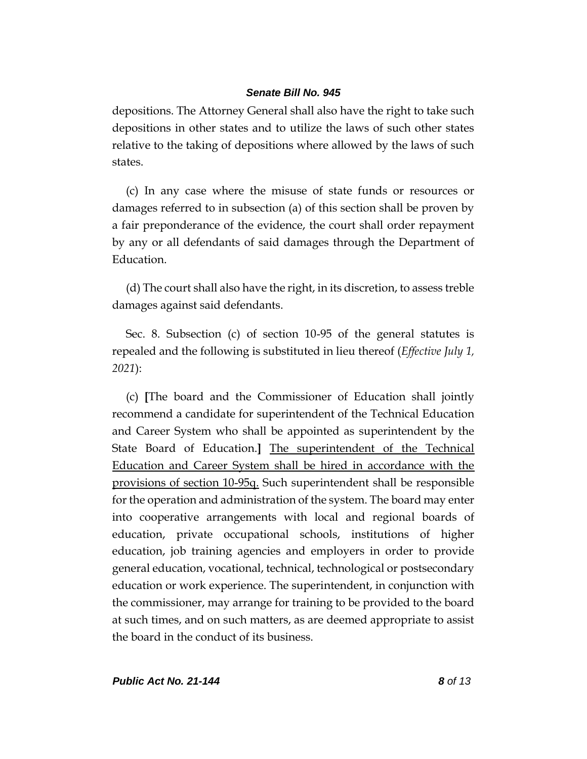depositions. The Attorney General shall also have the right to take such depositions in other states and to utilize the laws of such other states relative to the taking of depositions where allowed by the laws of such states.

(c) In any case where the misuse of state funds or resources or damages referred to in subsection (a) of this section shall be proven by a fair preponderance of the evidence, the court shall order repayment by any or all defendants of said damages through the Department of Education.

(d) The court shall also have the right, in its discretion, to assess treble damages against said defendants.

Sec. 8. Subsection (c) of section 10-95 of the general statutes is repealed and the following is substituted in lieu thereof (*Effective July 1, 2021*):

(c) **[**The board and the Commissioner of Education shall jointly recommend a candidate for superintendent of the Technical Education and Career System who shall be appointed as superintendent by the State Board of Education.**]** <u>The superintendent of the Technical Education and Career System shall be hired in accordance with the provisions of section 10-95q.</u> Such superintendent shall be responsible for the operation and administration of the system. The board may enter into cooperative arrangements with local and regional boards of education, private occupational schools, institutions of higher education, job training agencies and employers in order to provide general education, vocational, technical, technological or postsecondary education or work experience. The superintendent, in conjunction with the commissioner, may arrange for training to be provided to the board at such times, and on such matters, as are deemed appropriate to assist the board in the conduct of its business.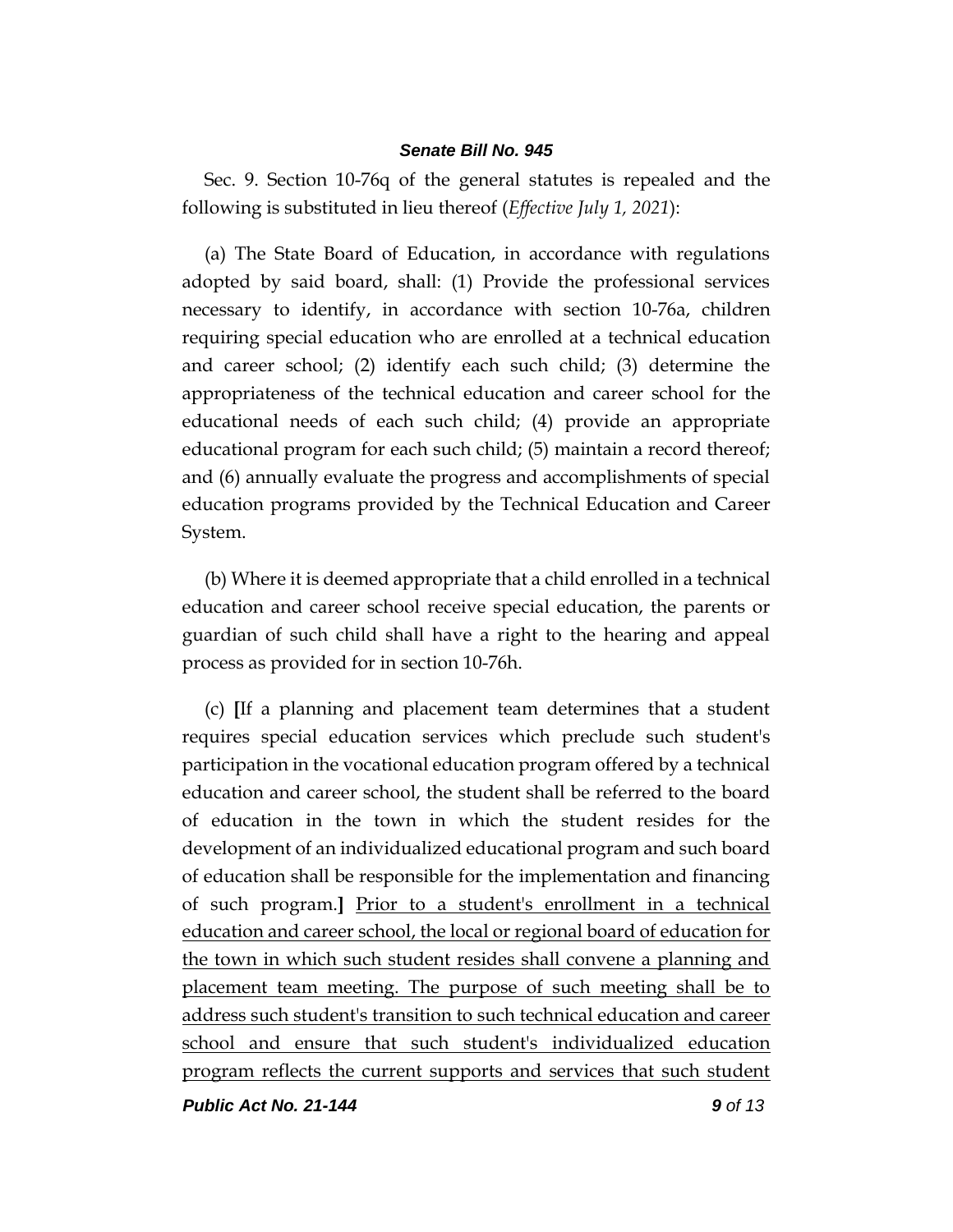Sec. 9. Section 10-76q of the general statutes is repealed and the following is substituted in lieu thereof (*Effective July 1, 2021*):

(a) The State Board of Education, in accordance with regulations adopted by said board, shall: (1) Provide the professional services necessary to identify, in accordance with section 10-76a, children requiring special education who are enrolled at a technical education and career school; (2) identify each such child; (3) determine the appropriateness of the technical education and career school for the educational needs of each such child; (4) provide an appropriate educational program for each such child; (5) maintain a record thereof; and (6) annually evaluate the progress and accomplishments of special education programs provided by the Technical Education and Career System.

(b) Where it is deemed appropriate that a child enrolled in a technical education and career school receive special education, the parents or guardian of such child shall have a right to the hearing and appeal process as provided for in section 10-76h.

(c) **[**If a planning and placement team determines that a student requires special education services which preclude such student's participation in the vocational education program offered by a technical education and career school, the student shall be referred to the board of education in the town in which the student resides for the development of an individualized educational program and such board of education shall be responsible for the implementation and financing of such program.**]** <u>Prior to a student's enrollment in a technical education and career school, the local or regional board of education for the town in which such student resides shall convene a planning and placement team meeting. The purpose of such meeting shall be to address such student's transition to such technical education and career school and ensure that such student's individualized education program reflects the current supports and services that such student</u>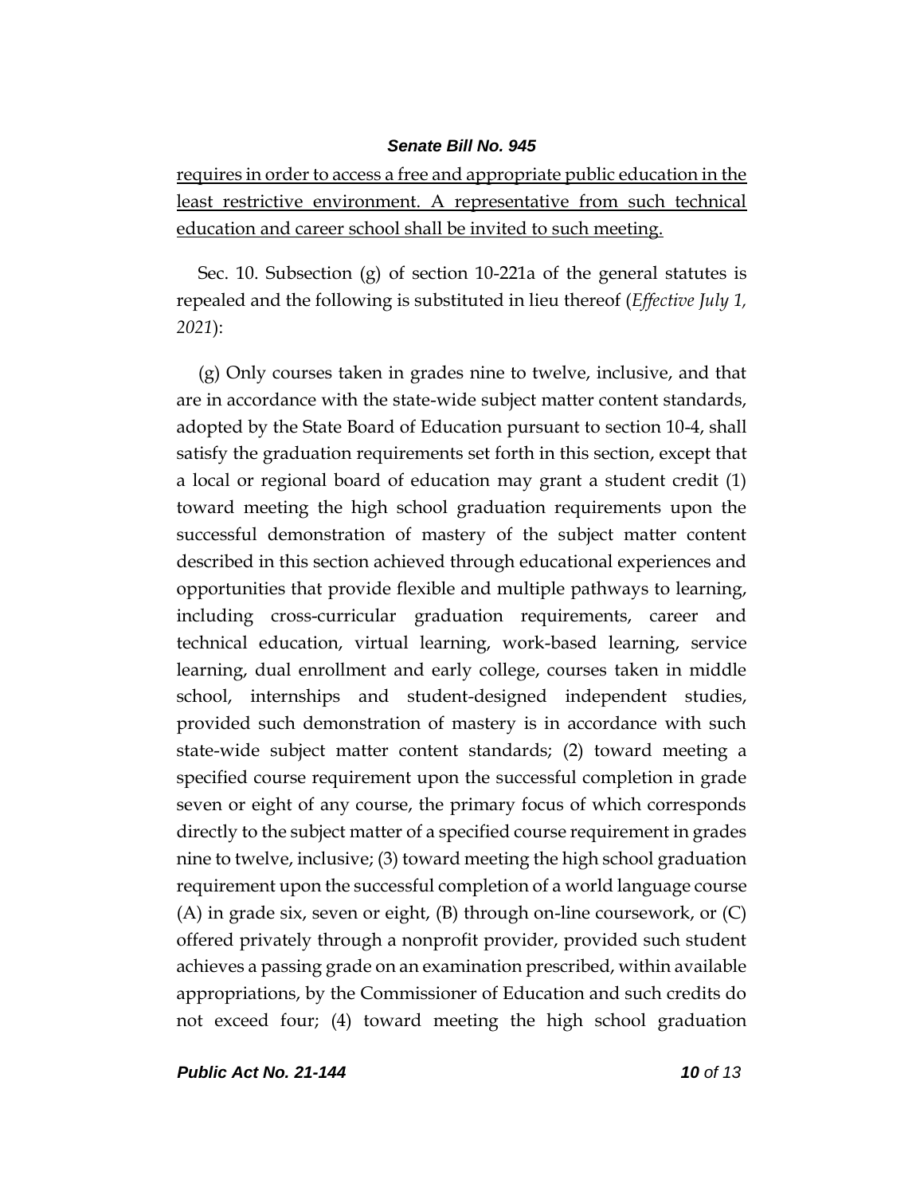requires in order to access a free and appropriate public education in the least restrictive environment. A representative from such technical education and career school shall be invited to such meeting.

Sec. 10. Subsection (g) of section 10-221a of the general statutes is repealed and the following is substituted in lieu thereof (*Effective July 1, 2021*):

(g) Only courses taken in grades nine to twelve, inclusive, and that are in accordance with the state-wide subject matter content standards, adopted by the State Board of Education pursuant to section 10-4, shall satisfy the graduation requirements set forth in this section, except that a local or regional board of education may grant a student credit (1) toward meeting the high school graduation requirements upon the successful demonstration of mastery of the subject matter content described in this section achieved through educational experiences and opportunities that provide flexible and multiple pathways to learning, including cross-curricular graduation requirements, career and technical education, virtual learning, work-based learning, service learning, dual enrollment and early college, courses taken in middle school, internships and student-designed independent studies, provided such demonstration of mastery is in accordance with such state-wide subject matter content standards; (2) toward meeting a specified course requirement upon the successful completion in grade seven or eight of any course, the primary focus of which corresponds directly to the subject matter of a specified course requirement in grades nine to twelve, inclusive; (3) toward meeting the high school graduation requirement upon the successful completion of a world language course (A) in grade six, seven or eight, (B) through on-line coursework, or (C) offered privately through a nonprofit provider, provided such student achieves a passing grade on an examination prescribed, within available appropriations, by the Commissioner of Education and such credits do not exceed four; (4) toward meeting the high school graduation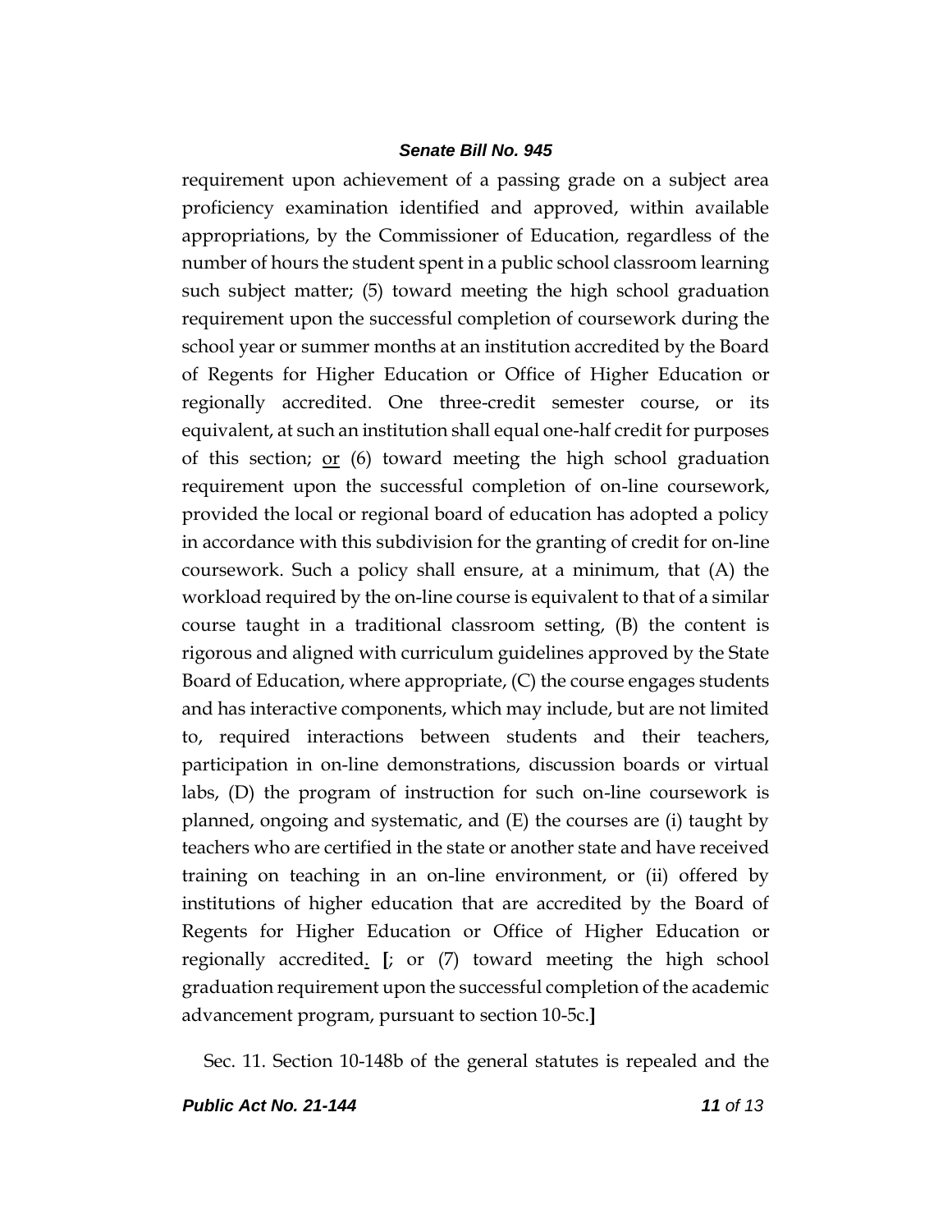requirement upon achievement of a passing grade on a subject area proficiency examination identified and approved, within available appropriations, by the Commissioner of Education, regardless of the number of hours the student spent in a public school classroom learning such subject matter; (5) toward meeting the high school graduation requirement upon the successful completion of coursework during the school year or summer months at an institution accredited by the Board of Regents for Higher Education or Office of Higher Education or regionally accredited. One three-credit semester course, or its equivalent, at such an institution shall equal one-half credit for purposes of this section; <u>or</u> (6) toward meeting the high school graduation requirement upon the successful completion of on-line coursework, provided the local or regional board of education has adopted a policy in accordance with this subdivision for the granting of credit for on-line coursework. Such a policy shall ensure, at a minimum, that (A) the workload required by the on-line course is equivalent to that of a similar course taught in a traditional classroom setting, (B) the content is rigorous and aligned with curriculum guidelines approved by the State Board of Education, where appropriate, (C) the course engages students and has interactive components, which may include, but are not limited to, required interactions between students and their teachers, participation in on-line demonstrations, discussion boards or virtual labs, (D) the program of instruction for such on-line coursework is planned, ongoing and systematic, and (E) the courses are (i) taught by teachers who are certified in the state or another state and have received training on teaching in an on-line environment, or (ii) offered by institutions of higher education that are accredited by the Board of Regents for Higher Education or Office of Higher Education or regionally accredited<u>.</u> **[**; or (7) toward meeting the high school graduation requirement upon the successful completion of the academic advancement program, pursuant to section 10-5c.**]**

Sec. 11. Section 10-148b of the general statutes is repealed and the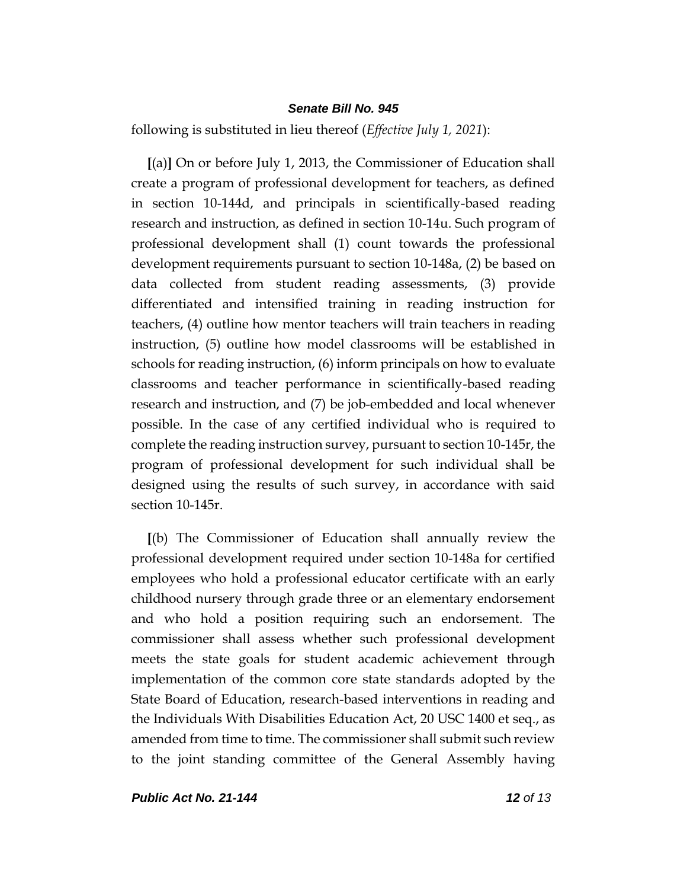following is substituted in lieu thereof (*Effective July 1, 2021*):

**[**(a)**]** On or before July 1, 2013, the Commissioner of Education shall create a program of professional development for teachers, as defined in section 10-144d, and principals in scientifically-based reading research and instruction, as defined in section 10-14u. Such program of professional development shall (1) count towards the professional development requirements pursuant to section 10-148a, (2) be based on data collected from student reading assessments, (3) provide differentiated and intensified training in reading instruction for teachers, (4) outline how mentor teachers will train teachers in reading instruction, (5) outline how model classrooms will be established in schools for reading instruction, (6) inform principals on how to evaluate classrooms and teacher performance in scientifically-based reading research and instruction, and (7) be job-embedded and local whenever possible. In the case of any certified individual who is required to complete the reading instruction survey, pursuant to section 10-145r, the program of professional development for such individual shall be designed using the results of such survey, in accordance with said section 10-145r.

**[**(b) The Commissioner of Education shall annually review the professional development required under section 10-148a for certified employees who hold a professional educator certificate with an early childhood nursery through grade three or an elementary endorsement and who hold a position requiring such an endorsement. The commissioner shall assess whether such professional development meets the state goals for student academic achievement through implementation of the common core state standards adopted by the State Board of Education, research-based interventions in reading and the Individuals With Disabilities Education Act, 20 USC 1400 et seq., as amended from time to time. The commissioner shall submit such review to the joint standing committee of the General Assembly having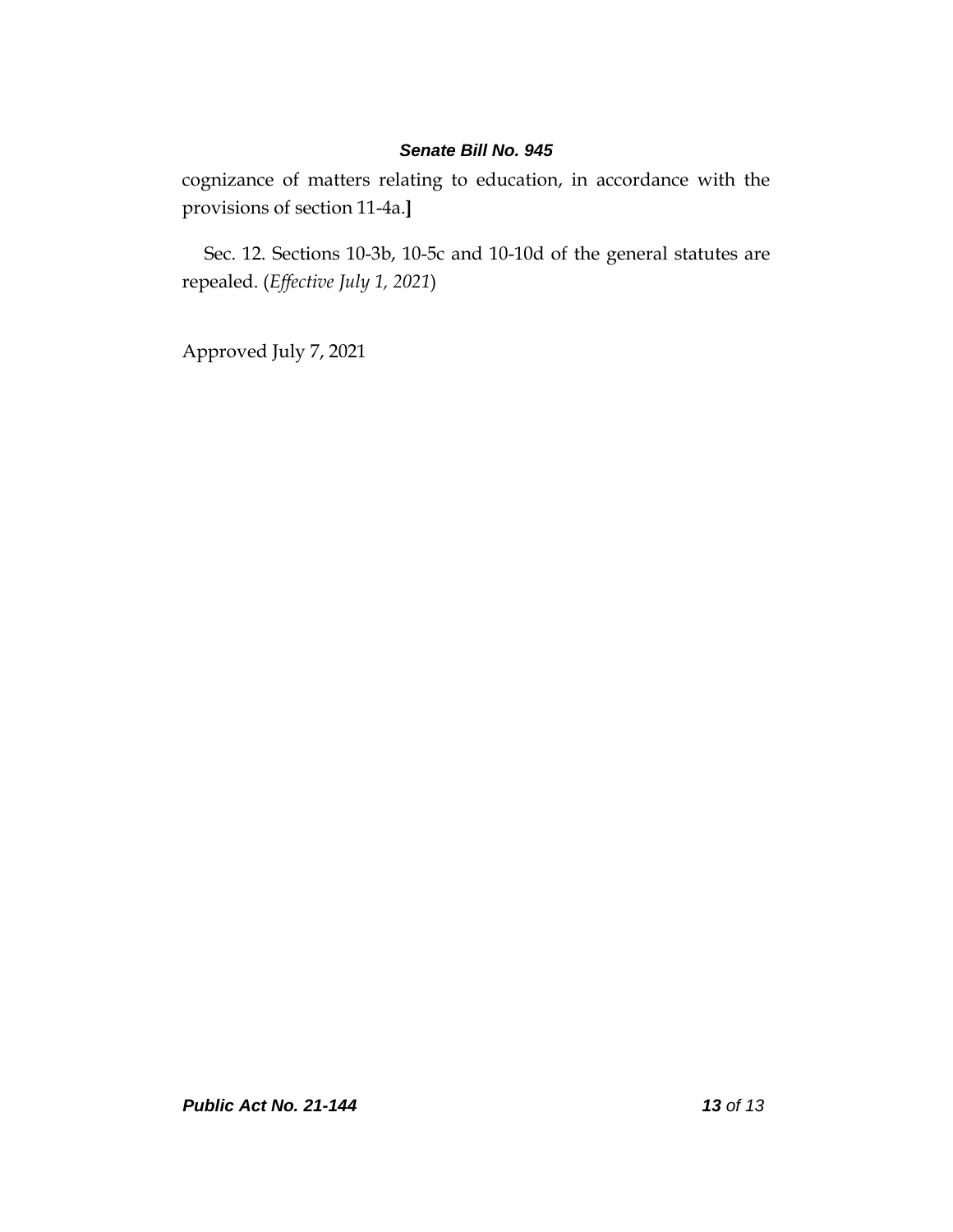cognizance of matters relating to education, in accordance with the provisions of section 11-4a.]

Sec. 12. Sections 10-3b, 10-5c and 10-10d of the general statutes are repealed. (*Effective July 1, 2021*)

Approved July 7, 2021